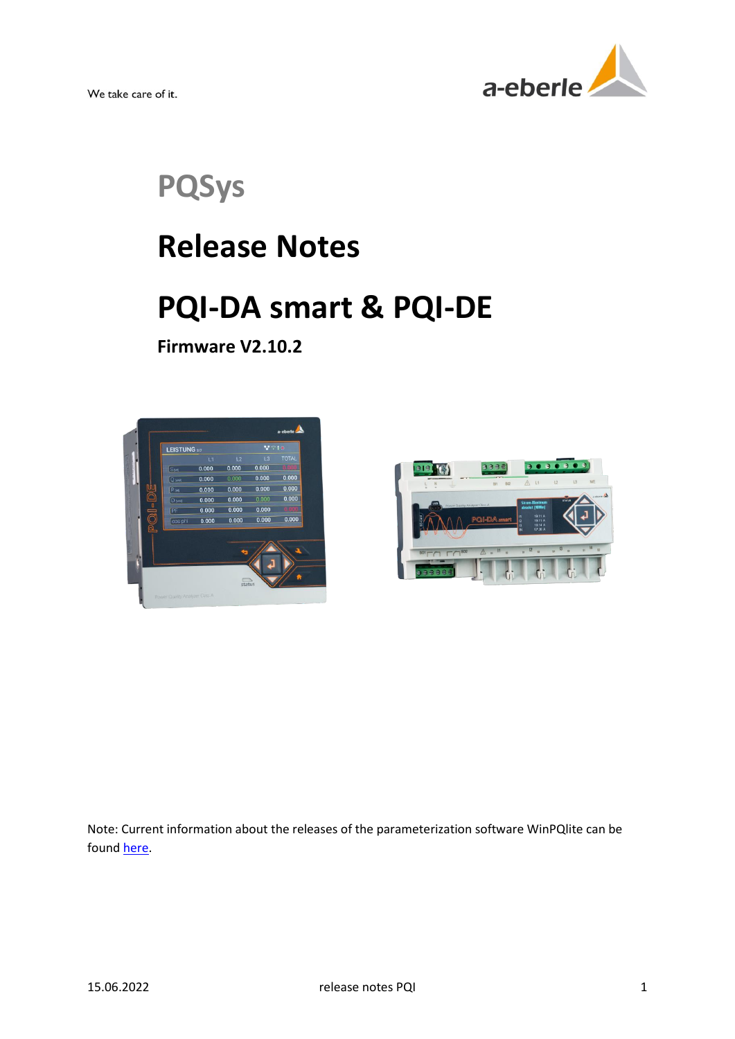We take care of it.

# PQSys

# Release Notes

# PQI-DA smart & PQI-DE

**Firmware V2.10.2**

Note: Current information about the releases of the parameterization software WinPQlite can be found here.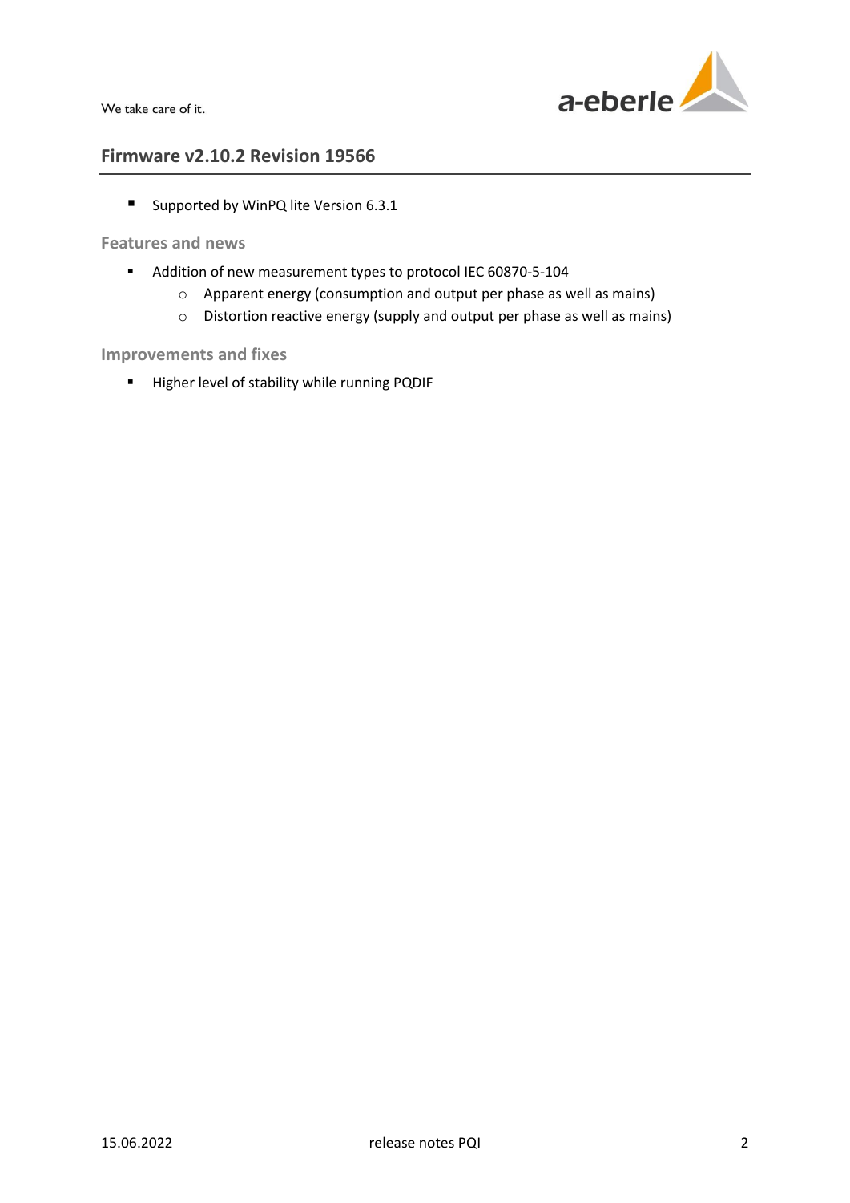## Firmware v2.10.2 Revision 19566

- Supported by WinPQ lite Version 6.3.1

### Features and news

- Addition of new measurement types to protocol IEC 60870-5-104
  - Apparent energy (consumption and output per phase as well as mains)
  - Distortion reactive energy (supply and output per phase as well as mains)

### Improvements and fixes

- Higher level of stability while running PQDIF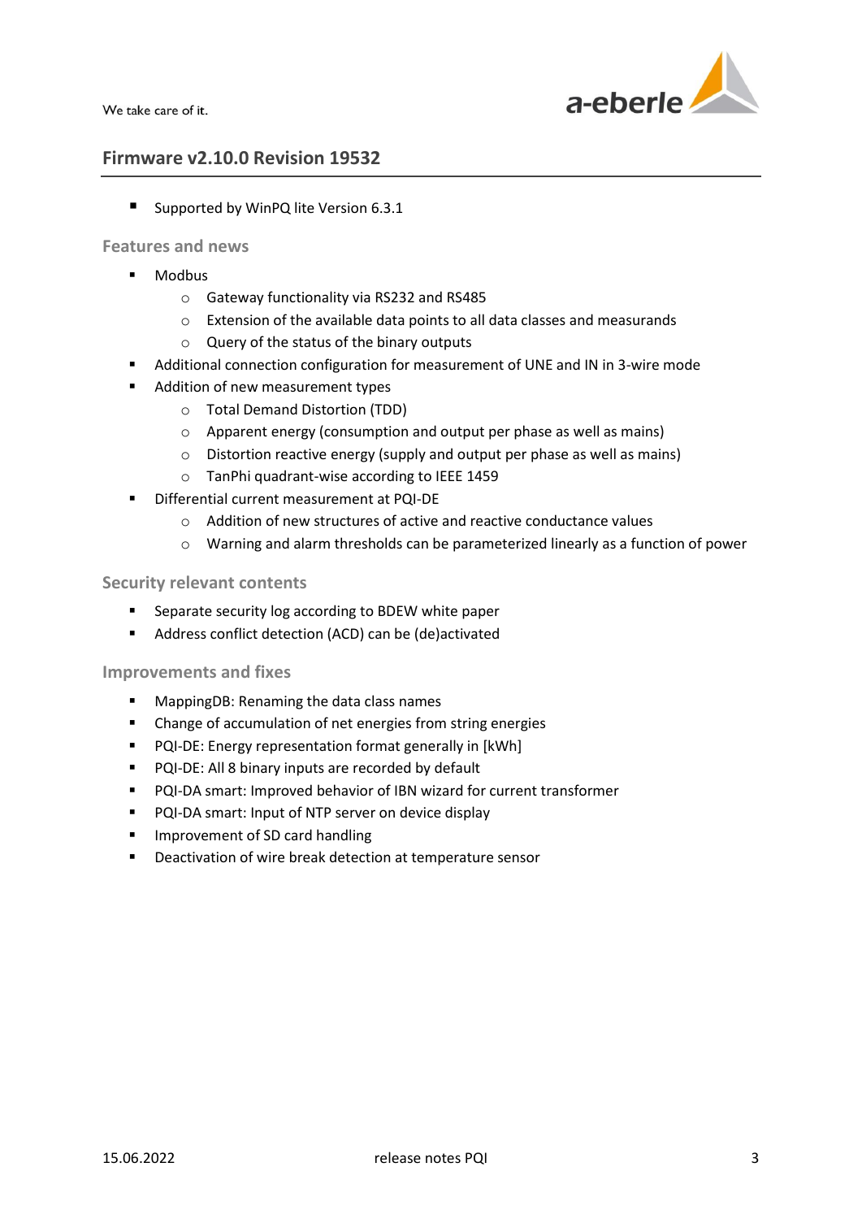## Firmware v2.10.0 Revision 19532

- Supported by WinPQ lite Version 6.3.1

### Features and news

- Modbus
  - Gateway functionality via RS232 and RS485
  - Extension of the available data points to all data classes and measurands
  - Query of the status of the binary outputs
- Additional connection configuration for measurement of UNE and IN in 3-wire mode
- Addition of new measurement types
  - Total Demand Distortion (TDD)
  - Apparent energy (consumption and output per phase as well as mains)
  - Distortion reactive energy (supply and output per phase as well as mains)
  - TanPhi quadrant-wise according to IEEE 1459
- Differential current measurement at PQI-DE
  - Addition of new structures of active and reactive conductance values
  - Warning and alarm thresholds can be parameterized linearly as a function of power

### Security relevant contents

- Separate security log according to BDEW white paper
- Address conflict detection (ACD) can be (de)activated

### Improvements and fixes

- MappingDB: Renaming the data class names
- Change of accumulation of net energies from string energies
- PQI-DE: Energy representation format generally in [kWh]
- PQI-DE: All 8 binary inputs are recorded by default
- PQI-DA smart: Improved behavior of IBN wizard for current transformer
- PQI-DA smart: Input of NTP server on device display
- Improvement of SD card handling
- Deactivation of wire break detection at temperature sensor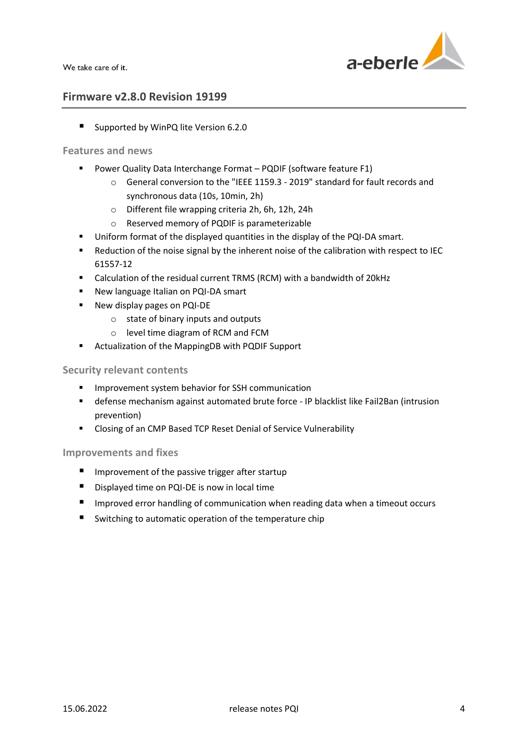## Firmware v2.8.0 Revision 19199

- Supported by WinPQ lite Version 6.2.0

### Features and news

- Power Quality Data Interchange Format – PQDIF (software feature F1)
  - General conversion to the "IEEE 1159.3 - 2019" standard for fault records and synchronous data (10s, 10min, 2h)
  - Different file wrapping criteria 2h, 6h, 12h, 24h
  - Reserved memory of PQDIF is parameterizable
- Uniform format of the displayed quantities in the display of the PQI-DA smart.
- Reduction of the noise signal by the inherent noise of the calibration with respect to IEC 61557-12
- Calculation of the residual current TRMS (RCM) with a bandwidth of 20kHz
- New language Italian on PQI-DA smart
- New display pages on PQI-DE
  - state of binary inputs and outputs
  - level time diagram of RCM and FCM
- Actualization of the MappingDB with PQDIF Support

### Security relevant contents

- Improvement system behavior for SSH communication
- defense mechanism against automated brute force - IP blacklist like Fail2Ban (intrusion prevention)
- Closing of an CMP Based TCP Reset Denial of Service Vulnerability

### Improvements and fixes

- Improvement of the passive trigger after startup
- Displayed time on PQI-DE is now in local time
- Improved error handling of communication when reading data when a timeout occurs
- Switching to automatic operation of the temperature chip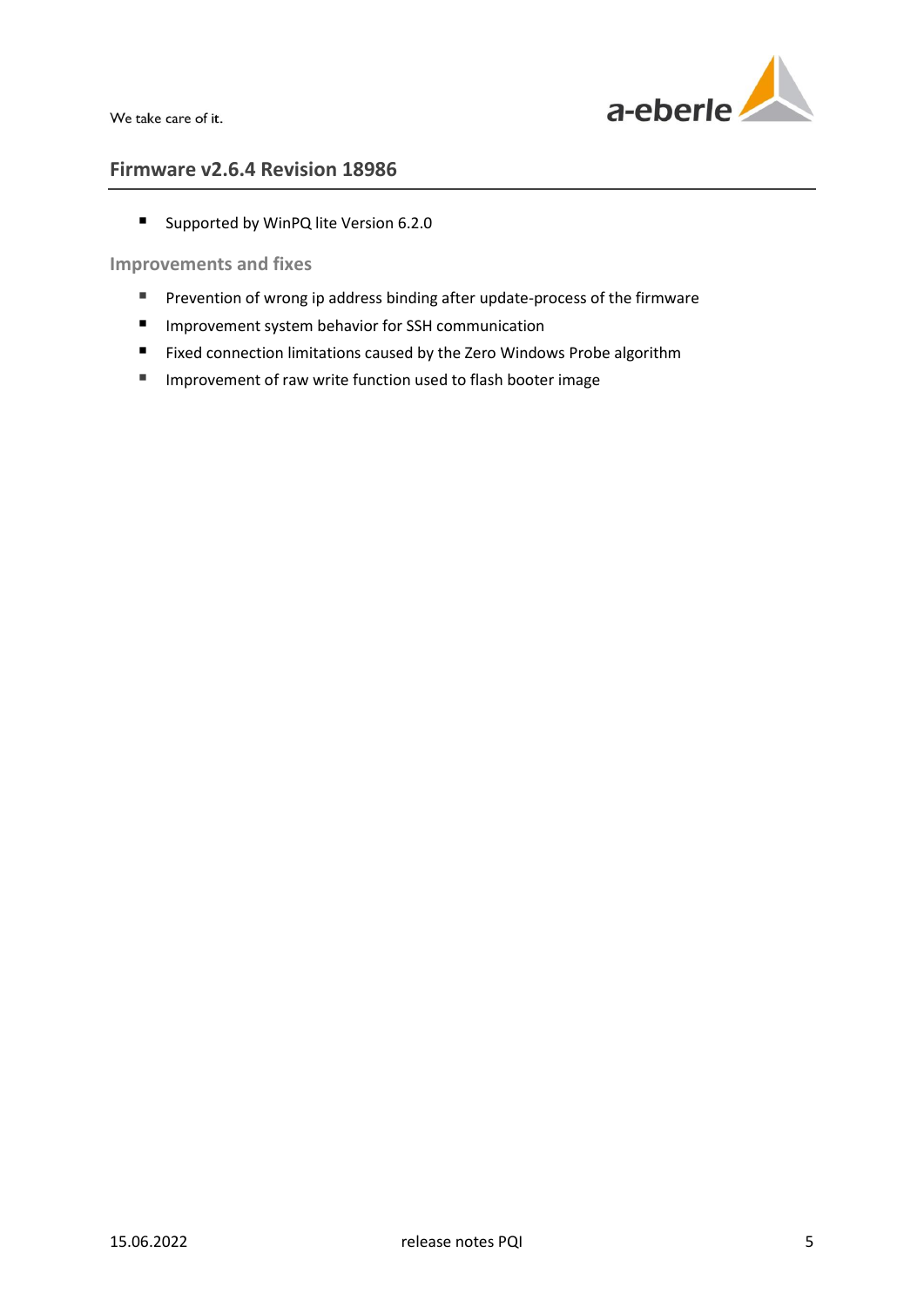## Firmware v2.6.4 Revision 18986

- Supported by WinPQ lite Version 6.2.0

### Improvements and fixes

- Prevention of wrong ip address binding after update-process of the firmware
- Improvement system behavior for SSH communication
- Fixed connection limitations caused by the Zero Windows Probe algorithm
- Improvement of raw write function used to flash booter image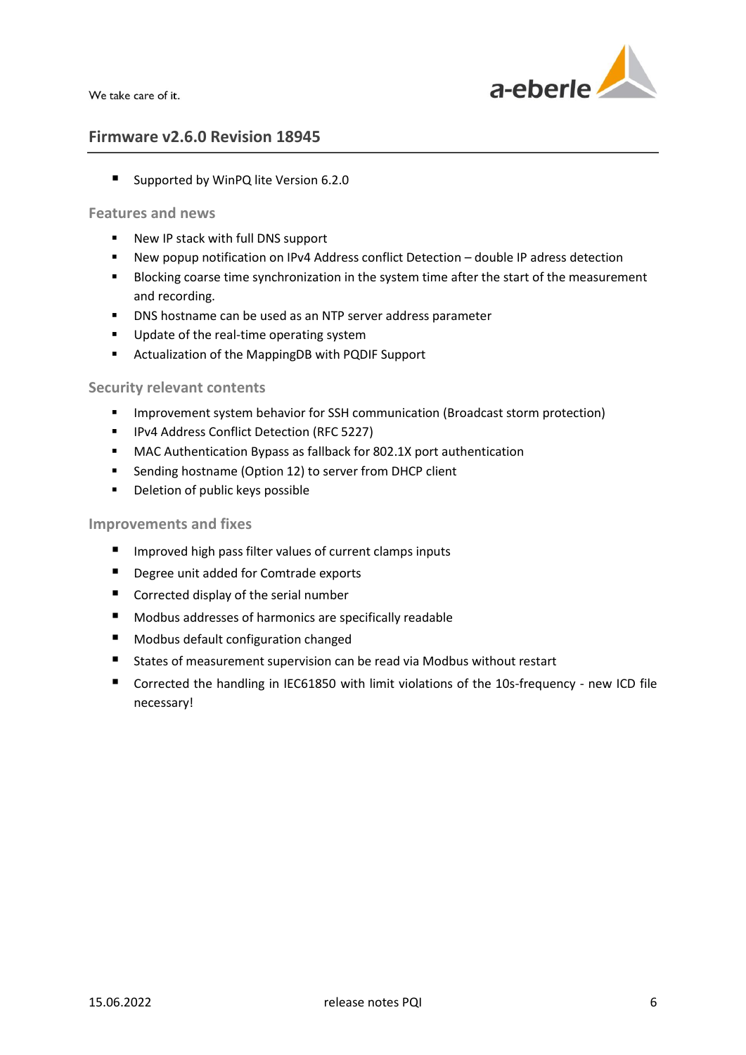## Firmware v2.6.0 Revision 18945

- Supported by WinPQ lite Version 6.2.0

### Features and news

- New IP stack with full DNS support
- New popup notification on IPv4 Address conflict Detection – double IP adress detection
- Blocking coarse time synchronization in the system time after the start of the measurement and recording.
- DNS hostname can be used as an NTP server address parameter
- Update of the real-time operating system
- Actualization of the MappingDB with PQDIF Support

### Security relevant contents

- Improvement system behavior for SSH communication (Broadcast storm protection)
- IPv4 Address Conflict Detection (RFC 5227)
- MAC Authentication Bypass as fallback for 802.1X port authentication
- Sending hostname (Option 12) to server from DHCP client
- Deletion of public keys possible

### Improvements and fixes

- Improved high pass filter values of current clamps inputs
- Degree unit added for Comtrade exports
- Corrected display of the serial number
- Modbus addresses of harmonics are specifically readable
- Modbus default configuration changed
- States of measurement supervision can be read via Modbus without restart
- Corrected the handling in IEC61850 with limit violations of the 10s-frequency - new ICD file necessary!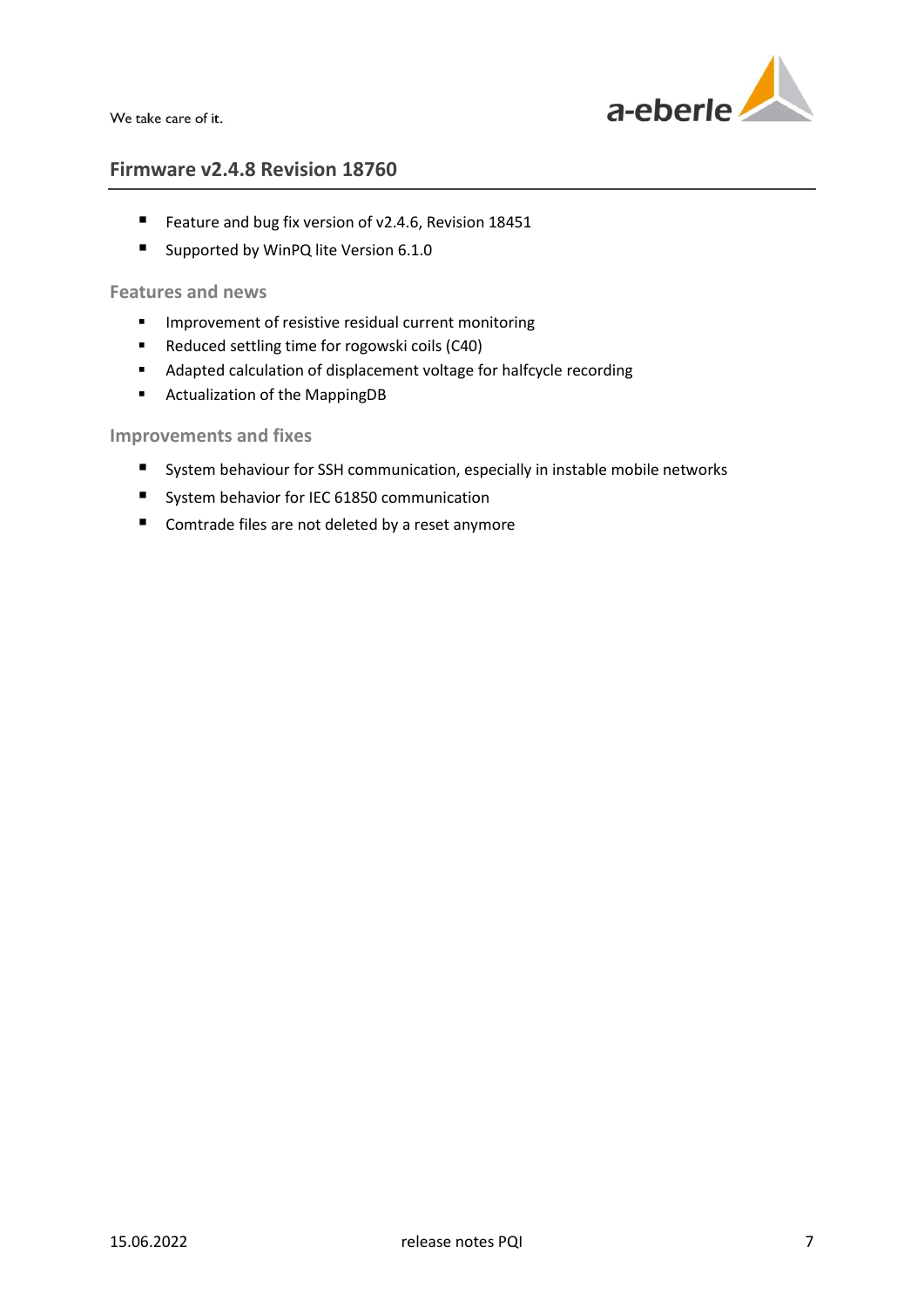## Firmware v2.4.8 Revision 18760

- Feature and bug fix version of v2.4.6, Revision 18451
- Supported by WinPQ lite Version 6.1.0

### Features and news

- Improvement of resistive residual current monitoring
- Reduced settling time for rogowski coils (C40)
- Adapted calculation of displacement voltage for halfcycle recording
- Actualization of the MappingDB

### Improvements and fixes

- System behaviour for SSH communication, especially in instable mobile networks
- System behavior for IEC 61850 communication
- Comtrade files are not deleted by a reset anymore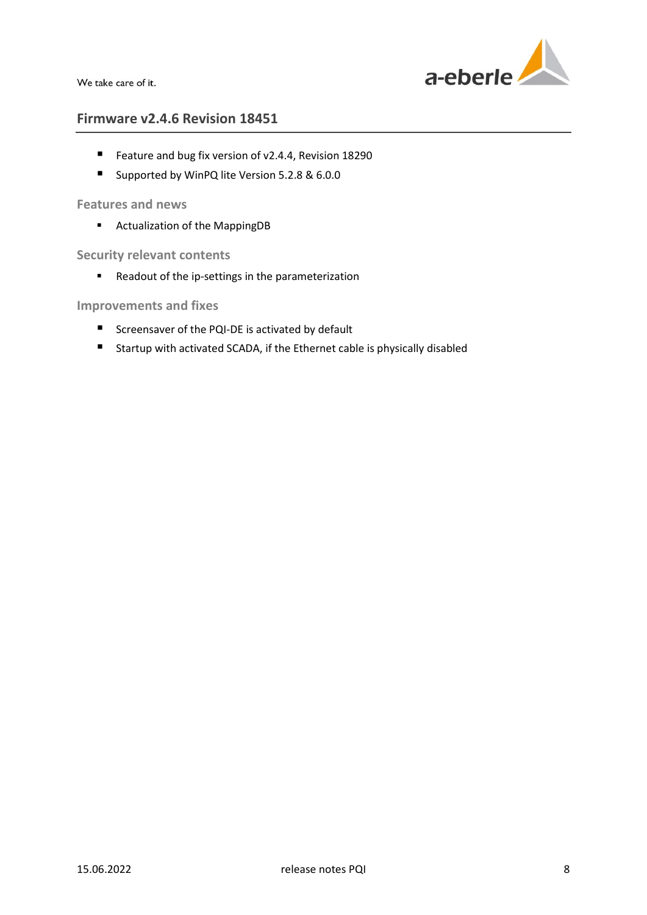## Firmware v2.4.6 Revision 18451

- Feature and bug fix version of v2.4.4, Revision 18290
- Supported by WinPQ lite Version 5.2.8 & 6.0.0

### Features and news

- Actualization of the MappingDB

### Security relevant contents

- Readout of the ip-settings in the parameterization

### Improvements and fixes

- Screensaver of the PQI-DE is activated by default
- Startup with activated SCADA, if the Ethernet cable is physically disabled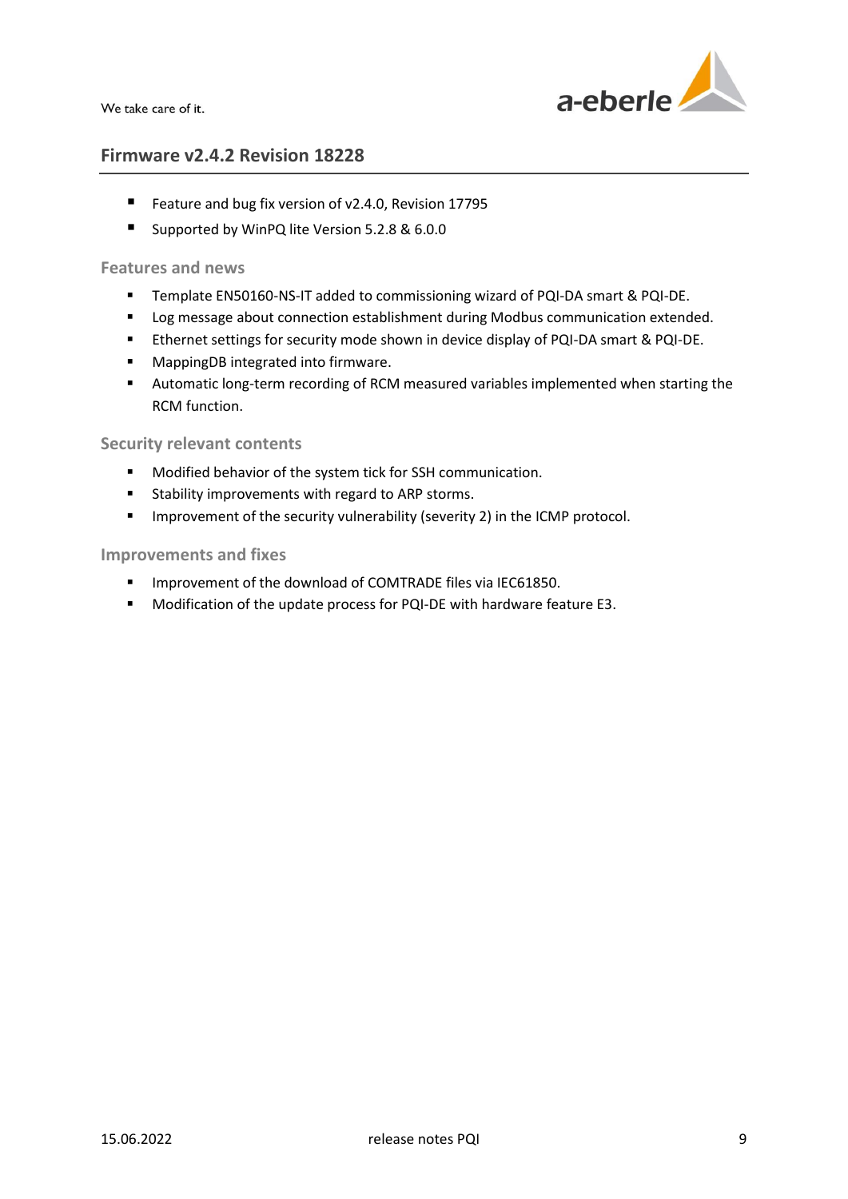## Firmware v2.4.2 Revision 18228

- Feature and bug fix version of v2.4.0, Revision 17795
- Supported by WinPQ lite Version 5.2.8 & 6.0.0

### Features and news

- Template EN50160-NS-IT added to commissioning wizard of PQI-DA smart & PQI-DE.
- Log message about connection establishment during Modbus communication extended.
- Ethernet settings for security mode shown in device display of PQI-DA smart & PQI-DE.
- MappingDB integrated into firmware.
- Automatic long-term recording of RCM measured variables implemented when starting the RCM function.

### Security relevant contents

- Modified behavior of the system tick for SSH communication.
- Stability improvements with regard to ARP storms.
- Improvement of the security vulnerability (severity 2) in the ICMP protocol.

### Improvements and fixes

- Improvement of the download of COMTRADE files via IEC61850.
- Modification of the update process for PQI-DE with hardware feature E3.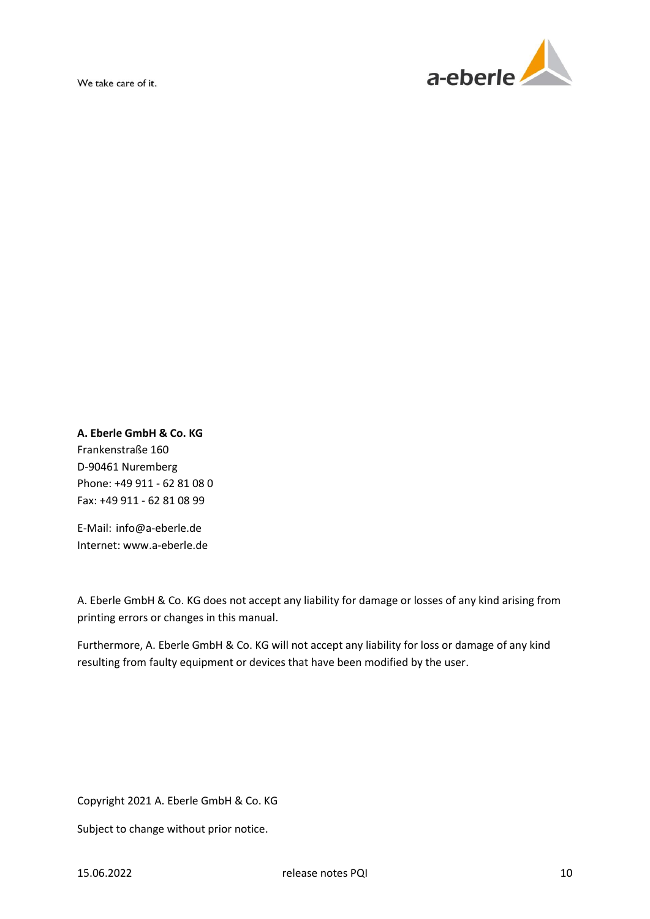We take care of it.

**A. Eberle GmbH & Co. KG**
Frankenstraße 160
D-90461 Nuremberg
Phone: +49 911 - 62 81 08 0
Fax: +49 911 - 62 81 08 99

E-Mail: info@a-eberle.de
Internet: www.a-eberle.de

A. Eberle GmbH & Co. KG does not accept any liability for damage or losses of any kind arising from printing errors or changes in this manual.

Furthermore, A. Eberle GmbH & Co. KG will not accept any liability for loss or damage of any kind resulting from faulty equipment or devices that have been modified by the user.

Copyright 2021 A. Eberle GmbH & Co. KG

Subject to change without prior notice.